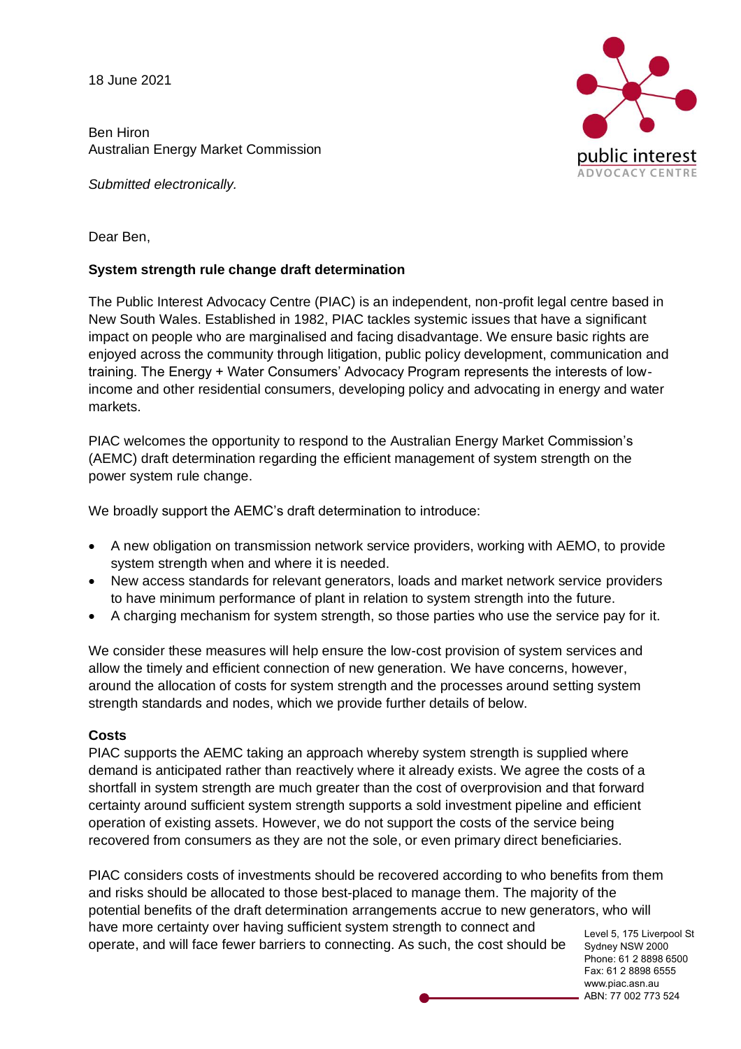18 June 2021

Ben Hiron
Australian Energy Market Commission

*Submitted electronically.*

Dear Ben,

**System strength rule change draft determination**

The Public Interest Advocacy Centre (PIAC) is an independent, non-profit legal centre based in New South Wales. Established in 1982, PIAC tackles systemic issues that have a significant impact on people who are marginalised and facing disadvantage. We ensure basic rights are enjoyed across the community through litigation, public policy development, communication and training. The Energy + Water Consumers' Advocacy Program represents the interests of low-income and other residential consumers, developing policy and advocating in energy and water markets.

PIAC welcomes the opportunity to respond to the Australian Energy Market Commission's (AEMC) draft determination regarding the efficient management of system strength on the power system rule change.

We broadly support the AEMC's draft determination to introduce:

- A new obligation on transmission network service providers, working with AEMO, to provide system strength when and where it is needed.
- New access standards for relevant generators, loads and market network service providers to have minimum performance of plant in relation to system strength into the future.
- A charging mechanism for system strength, so those parties who use the service pay for it.

We consider these measures will help ensure the low-cost provision of system services and allow the timely and efficient connection of new generation. We have concerns, however, around the allocation of costs for system strength and the processes around setting system strength standards and nodes, which we provide further details of below.

**Costs**

PIAC supports the AEMC taking an approach whereby system strength is supplied where demand is anticipated rather than reactively where it already exists. We agree the costs of a shortfall in system strength are much greater than the cost of overprovision and that forward certainty around sufficient system strength supports a sold investment pipeline and efficient operation of existing assets. However, we do not support the costs of the service being recovered from consumers as they are not the sole, or even primary direct beneficiaries.

PIAC considers costs of investments should be recovered according to who benefits from them and risks should be allocated to those best-placed to manage them. The majority of the potential benefits of the draft determination arrangements accrue to new generators, who will have more certainty over having sufficient system strength to connect and operate, and will face fewer barriers to connecting. As such, the cost should be

Level 5, 175 Liverpool St
Sydney NSW 2000
Phone: 61 2 8898 6500
Fax: 61 2 8898 6555
www.piac.asn.au
ABN: 77 002 773 524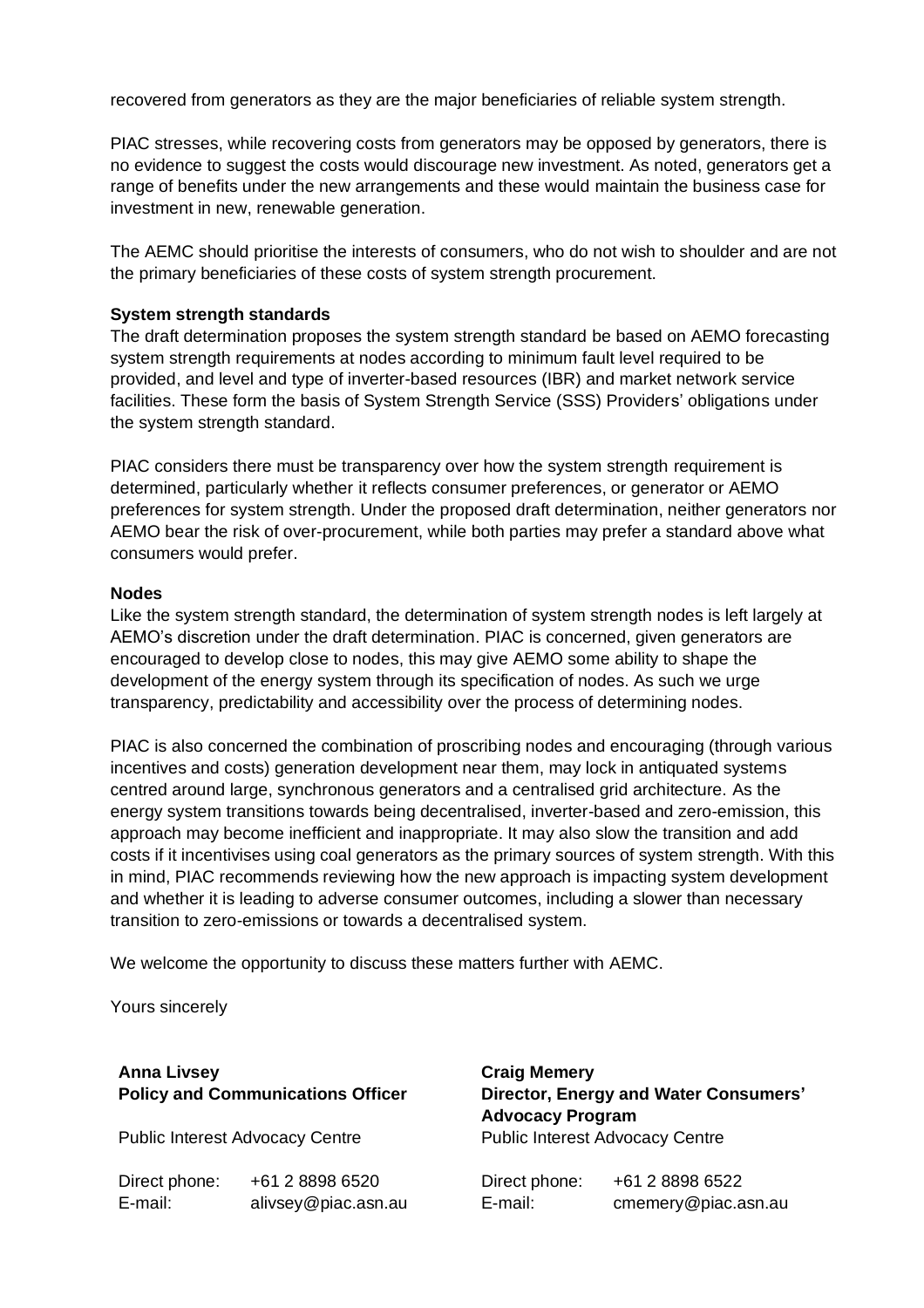recovered from generators as they are the major beneficiaries of reliable system strength.

PIAC stresses, while recovering costs from generators may be opposed by generators, there is no evidence to suggest the costs would discourage new investment. As noted, generators get a range of benefits under the new arrangements and these would maintain the business case for investment in new, renewable generation.

The AEMC should prioritise the interests of consumers, who do not wish to shoulder and are not the primary beneficiaries of these costs of system strength procurement.

**System strength standards**

The draft determination proposes the system strength standard be based on AEMO forecasting system strength requirements at nodes according to minimum fault level required to be provided, and level and type of inverter-based resources (IBR) and market network service facilities. These form the basis of System Strength Service (SSS) Providers' obligations under the system strength standard.

PIAC considers there must be transparency over how the system strength requirement is determined, particularly whether it reflects consumer preferences, or generator or AEMO preferences for system strength. Under the proposed draft determination, neither generators nor AEMO bear the risk of over-procurement, while both parties may prefer a standard above what consumers would prefer.

**Nodes**

Like the system strength standard, the determination of system strength nodes is left largely at AEMO's discretion under the draft determination. PIAC is concerned, given generators are encouraged to develop close to nodes, this may give AEMO some ability to shape the development of the energy system through its specification of nodes. As such we urge transparency, predictability and accessibility over the process of determining nodes.

PIAC is also concerned the combination of proscribing nodes and encouraging (through various incentives and costs) generation development near them, may lock in antiquated systems centred around large, synchronous generators and a centralised grid architecture. As the energy system transitions towards being decentralised, inverter-based and zero-emission, this approach may become inefficient and inappropriate. It may also slow the transition and add costs if it incentivises using coal generators as the primary sources of system strength. With this in mind, PIAC recommends reviewing how the new approach is impacting system development and whether it is leading to adverse consumer outcomes, including a slower than necessary transition to zero-emissions or towards a decentralised system.

We welcome the opportunity to discuss these matters further with AEMC.

Yours sincerely

**Anna Livsey**
**Policy and Communications Officer**

Public Interest Advocacy Centre

Direct phone: +61 2 8898 6520
E-mail: alivsey@piac.asn.au

**Craig Memery**
**Director, Energy and Water Consumers' Advocacy Program**

Public Interest Advocacy Centre

Direct phone: +61 2 8898 6522
E-mail: cmemery@piac.asn.au